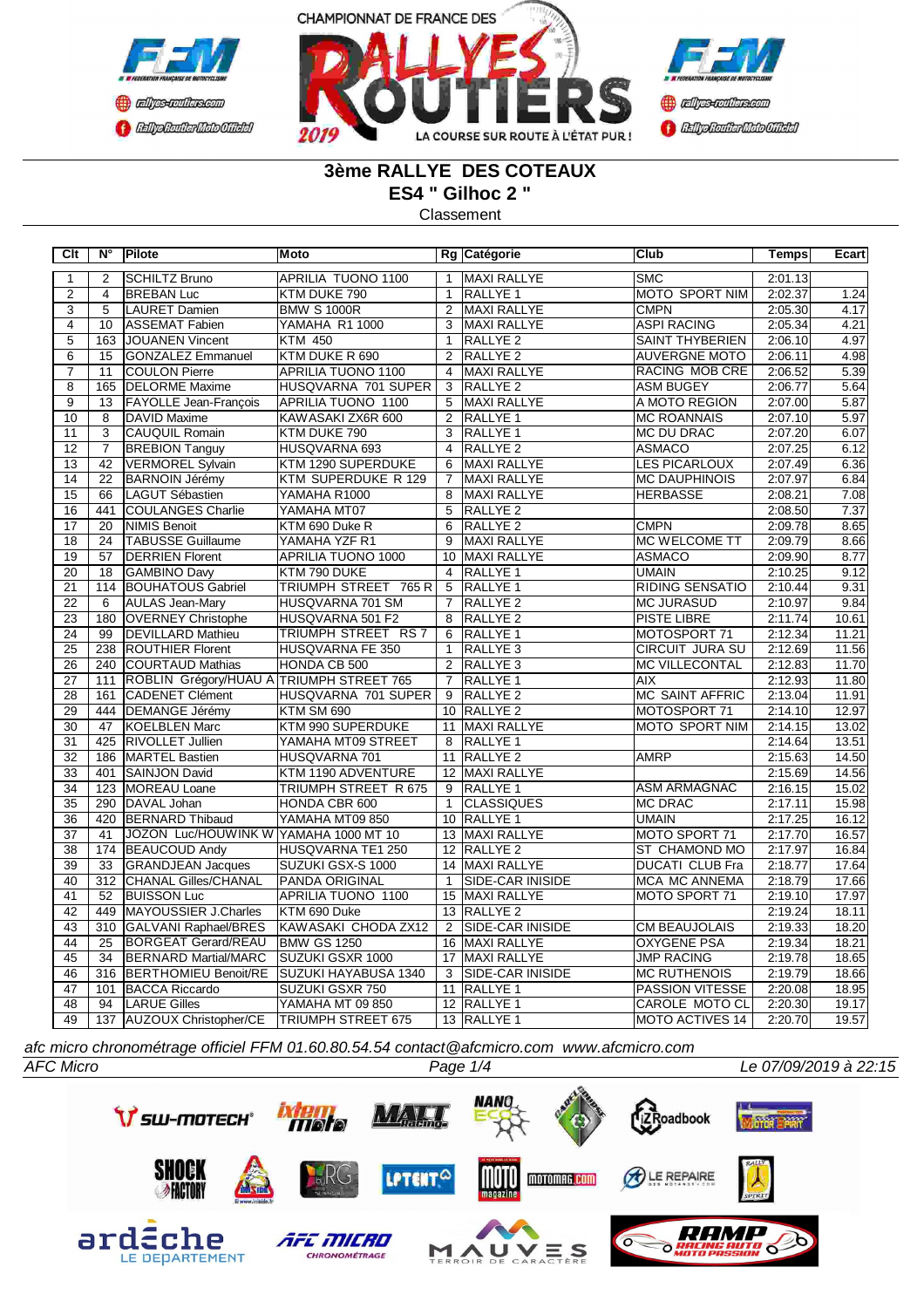# 3ème RALLYE DES COTEAUX

## ES4 " Gilhoc 2 "

Classement

| Clt | N° | Pilote | Moto | Rg | Catégorie | Club | Temps | Ecart |
|---|---|---|---|---|---|---|---|---|
| 1 | 2 | SCHILTZ Bruno | APRILIA TUONO 1100 | 1 | MAXI RALLYE | SMC | 2:01.13 | |
| 2 | 4 | BREBAN Luc | KTM DUKE 790 | 1 | RALLYE 1 | MOTO SPORT NIM | 2:02.37 | 1.24 |
| 3 | 5 | LAURET Damien | BMW S 1000R | 2 | MAXI RALLYE | CMPN | 2:05.30 | 4.17 |
| 4 | 10 | ASSEMAT Fabien | YAMAHA R1 1000 | 3 | MAXI RALLYE | ASPI RACING | 2:05.34 | 4.21 |
| 5 | 163 | JOUANEN Vincent | KTM 450 | 1 | RALLYE 2 | SAINT THYBERIEN | 2:06.10 | 4.97 |
| 6 | 15 | GONZALEZ Emmanuel | KTM DUKE R 690 | 2 | RALLYE 2 | AUVERGNE MOTO | 2:06.11 | 4.98 |
| 7 | 11 | COULON Pierre | APRILIA TUONO 1100 | 4 | MAXI RALLYE | RACING MOB CRE | 2:06.52 | 5.39 |
| 8 | 165 | DELORME Maxime | HUSQVARNA 701 SUPER | 3 | RALLYE 2 | ASM BUGEY | 2:06.77 | 5.64 |
| 9 | 13 | FAYOLLE Jean-François | APRILIA TUONO 1100 | 5 | MAXI RALLYE | A MOTO REGION | 2:07.00 | 5.87 |
| 10 | 8 | DAVID Maxime | KAWASAKI ZX6R 600 | 2 | RALLYE 1 | MC ROANNAIS | 2:07.10 | 5.97 |
| 11 | 3 | CAUQUIL Romain | KTM DUKE 790 | 3 | RALLYE 1 | MC DU DRAC | 2:07.20 | 6.07 |
| 12 | 7 | BREBION Tanguy | HUSQVARNA 693 | 4 | RALLYE 2 | ASMACO | 2:07.25 | 6.12 |
| 13 | 42 | VERMOREL Sylvain | KTM 1290 SUPERDUKE | 6 | MAXI RALLYE | LES PICARLOUX | 2:07.49 | 6.36 |
| 14 | 22 | BARNOIN Jérémy | KTM SUPERDUKE R 129 | 7 | MAXI RALLYE | MC DAUPHINOIS | 2:07.97 | 6.84 |
| 15 | 66 | LAGUT Sébastien | YAMAHA R1000 | 8 | MAXI RALLYE | HERBASSE | 2:08.21 | 7.08 |
| 16 | 441 | COULANGES Charlie | YAMAHA MT07 | 5 | RALLYE 2 | | 2:08.50 | 7.37 |
| 17 | 20 | NIMIS Benoit | KTM 690 Duke R | 6 | RALLYE 2 | CMPN | 2:09.78 | 8.65 |
| 18 | 24 | TABUSSE Guillaume | YAMAHA YZF R1 | 9 | MAXI RALLYE | MC WELCOME TT | 2:09.79 | 8.66 |
| 19 | 57 | DERRIEN Florent | APRILIA TUONO 1000 | 10 | MAXI RALLYE | ASMACO | 2:09.90 | 8.77 |
| 20 | 18 | GAMBINO Davy | KTM 790 DUKE | 4 | RALLYE 1 | UMAIN | 2:10.25 | 9.12 |
| 21 | 114 | BOUHATOUS Gabriel | TRIUMPH STREET 765 R | 5 | RALLYE 1 | RIDING SENSATIO | 2:10.44 | 9.31 |
| 22 | 6 | AULAS Jean-Mary | HUSQVARNA 701 SM | 7 | RALLYE 2 | MC JURASUD | 2:10.97 | 9.84 |
| 23 | 180 | OVERNEY Christophe | HUSQVARNA 501 F2 | 8 | RALLYE 2 | PISTE LIBRE | 2:11.74 | 10.61 |
| 24 | 99 | DEVILLARD Mathieu | TRIUMPH STREET RS 7 | 6 | RALLYE 1 | MOTOSPORT 71 | 2:12.34 | 11.21 |
| 25 | 238 | ROUTHIER Florent | HUSQVARNA FE 350 | 1 | RALLYE 3 | CIRCUIT JURA SU | 2:12.69 | 11.56 |
| 26 | 240 | COURTAUD Mathias | HONDA CB 500 | 2 | RALLYE 3 | MC VILLECONTAL | 2:12.83 | 11.70 |
| 27 | 111 | ROBLIN Grégory/HUAU A | TRIUMPH STREET 765 | 7 | RALLYE 1 | AIX | 2:12.93 | 11.80 |
| 28 | 161 | CADENET Clément | HUSQVARNA 701 SUPER | 9 | RALLYE 2 | MC SAINT AFFRIC | 2:13.04 | 11.91 |
| 29 | 444 | DEMANGE Jérémy | KTM SM 690 | 10 | RALLYE 2 | MOTOSPORT 71 | 2:14.10 | 12.97 |
| 30 | 47 | KOELBLEN Marc | KTM 990 SUPERDUKE | 11 | MAXI RALLYE | MOTO SPORT NIM | 2:14.15 | 13.02 |
| 31 | 425 | RIVOLLET Jullien | YAMAHA MT09 STREET | 8 | RALLYE 1 | | 2:14.64 | 13.51 |
| 32 | 186 | MARTEL Bastien | HUSQVARNA 701 | 11 | RALLYE 2 | AMRP | 2:15.63 | 14.50 |
| 33 | 401 | SAINJON David | KTM 1190 ADVENTURE | 12 | MAXI RALLYE | | 2:15.69 | 14.56 |
| 34 | 123 | MOREAU Loane | TRIUMPH STREET R 675 | 9 | RALLYE 1 | ASM ARMAGNAC | 2:16.15 | 15.02 |
| 35 | 290 | DAVAL Johan | HONDA CBR 600 | 1 | CLASSIQUES | MC DRAC | 2:17.11 | 15.98 |
| 36 | 420 | BERNARD Thibaud | YAMAHA MT09 850 | 10 | RALLYE 1 | UMAIN | 2:17.25 | 16.12 |
| 37 | 41 | JOZON Luc/HOUWINK W | YAMAHA 1000 MT 10 | 13 | MAXI RALLYE | MOTO SPORT 71 | 2:17.70 | 16.57 |
| 38 | 174 | BEAUCOUD Andy | HUSQVARNA TE1 250 | 12 | RALLYE 2 | ST CHAMOND MO | 2:17.97 | 16.84 |
| 39 | 33 | GRANDJEAN Jacques | SUZUKI GSX-S 1000 | 14 | MAXI RALLYE | DUCATI CLUB Fra | 2:18.77 | 17.64 |
| 40 | 312 | CHANAL Gilles/CHANAL | PANDA ORIGINAL | 1 | SIDE-CAR INISIDE | MCA MC ANNEMA | 2:18.79 | 17.66 |
| 41 | 52 | BUISSON Luc | APRILIA TUONO 1100 | 15 | MAXI RALLYE | MOTO SPORT 71 | 2:19.10 | 17.97 |
| 42 | 449 | MAYOUSSIER J.Charles | KTM 690 Duke | 13 | RALLYE 2 | | 2:19.24 | 18.11 |
| 43 | 310 | GALVANI Raphael/BRES | KAWASAKI CHODA ZX12 | 2 | SIDE-CAR INISIDE | CM BEAUJOLAIS | 2:19.33 | 18.20 |
| 44 | 25 | BORGEAT Gerard/REAU | BMW GS 1250 | 16 | MAXI RALLYE | OXYGENE PSA | 2:19.34 | 18.21 |
| 45 | 34 | BERNARD Martial/MARC | SUZUKI GSXR 1000 | 17 | MAXI RALLYE | JMP RACING | 2:19.78 | 18.65 |
| 46 | 316 | BERTHOMIEU Benoit/RE | SUZUKI HAYABUSA 1340 | 3 | SIDE-CAR INISIDE | MC RUTHENOIS | 2:19.79 | 18.66 |
| 47 | 101 | BACCA Riccardo | SUZUKI GSXR 750 | 11 | RALLYE 1 | PASSION VITESSE | 2:20.08 | 18.95 |
| 48 | 94 | LARUE Gilles | YAMAHA MT 09 850 | 12 | RALLYE 1 | CAROLE MOTO CL | 2:20.30 | 19.17 |
| 49 | 137 | AUZOUX Christopher/CE | TRIUMPH STREET 675 | 13 | RALLYE 1 | MOTO ACTIVES 14 | 2:20.70 | 19.57 |

*afc micro chronométrage officiel FFM 01.60.80.54.54 contact@afcmicro.com www.afcmicro.com*

*AFC Micro* — *Le 07/09/2019 à 22:15*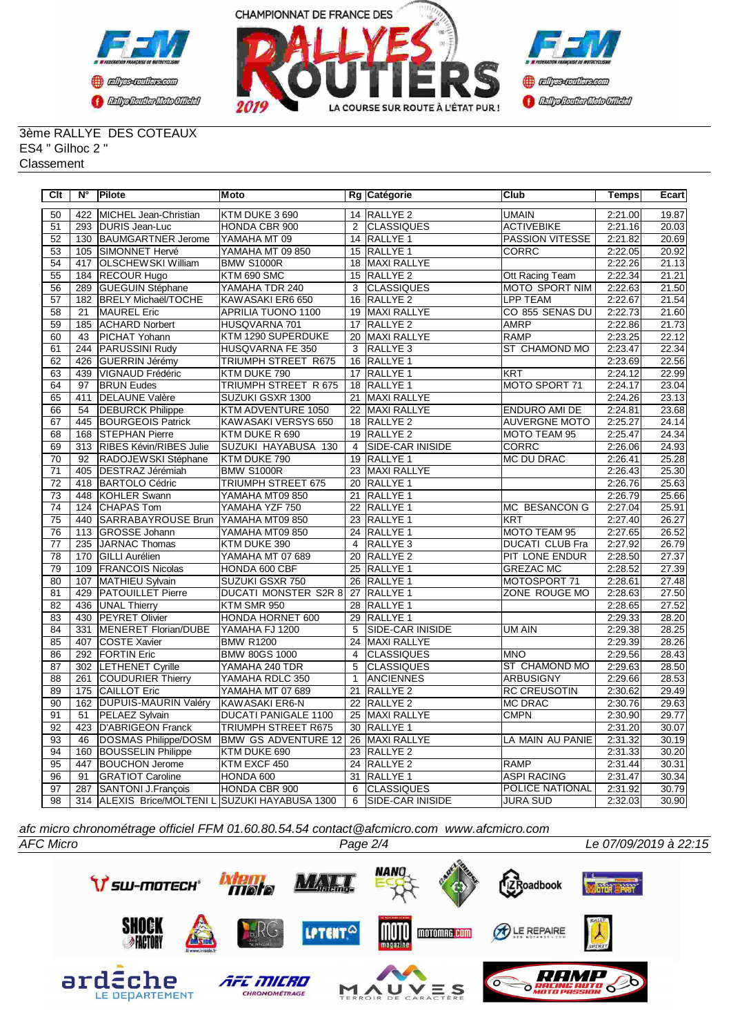3ème RALLYE DES COTEAUX
ES4 " Gilhoc 2 "
Classement

| Clt | N° | Pilote | Moto | Rg | Catégorie | Club | Temps | Ecart |
|---|---|---|---|---|---|---|---|---|
| 50 | 422 | MICHEL Jean-Christian | KTM DUKE 3 690 | 14 | RALLYE 2 | UMAIN | 2:21.00 | 19.87 |
| 51 | 293 | DURIS Jean-Luc | HONDA CBR 900 | 2 | CLASSIQUES | ACTIVEBIKE | 2:21.16 | 20.03 |
| 52 | 130 | BAUMGARTNER Jerome | YAMAHA MT 09 | 14 | RALLYE 1 | PASSION VITESSE | 2:21.82 | 20.69 |
| 53 | 105 | SIMONNET Hervé | YAMAHA MT 09 850 | 15 | RALLYE 1 | CORRC | 2:22.05 | 20.92 |
| 54 | 417 | OLSCHEWSKI William | BMW S1000R | 18 | MAXI RALLYE | | 2:22.26 | 21.13 |
| 55 | 184 | RECOUR Hugo | KTM 690 SMC | 15 | RALLYE 2 | Ott Racing Team | 2:22.34 | 21.21 |
| 56 | 289 | GUEGUIN Stéphane | YAMAHA TDR 240 | 3 | CLASSIQUES | MOTO SPORT NIM | 2:22.63 | 21.50 |
| 57 | 182 | BRELY Michaël/TOCHE | KAWASAKI ER6 650 | 16 | RALLYE 2 | LPP TEAM | 2:22.67 | 21.54 |
| 58 | 21 | MAUREL Eric | APRILIA TUONO 1100 | 19 | MAXI RALLYE | CO 855 SENAS DU | 2:22.73 | 21.60 |
| 59 | 185 | ACHARD Norbert | HUSQVARNA 701 | 17 | RALLYE 2 | AMRP | 2:22.86 | 21.73 |
| 60 | 43 | PICHAT Yohann | KTM 1290 SUPERDUKE | 20 | MAXI RALLYE | RAMP | 2:23.25 | 22.12 |
| 61 | 244 | PARUSSINI Rudy | HUSQVARNA FE 350 | 3 | RALLYE 3 | ST CHAMOND MO | 2:23.47 | 22.34 |
| 62 | 426 | GUERRIN Jérémy | TRIUMPH STREET R675 | 16 | RALLYE 1 | | 2:23.69 | 22.56 |
| 63 | 439 | VIGNAUD Frédéric | KTM DUKE 790 | 17 | RALLYE 1 | KRT | 2:24.12 | 22.99 |
| 64 | 97 | BRUN Eudes | TRIUMPH STREET R 675 | 18 | RALLYE 1 | MOTO SPORT 71 | 2:24.17 | 23.04 |
| 65 | 411 | DELAUNE Valère | SUZUKI GSXR 1300 | 21 | MAXI RALLYE | | 2:24.26 | 23.13 |
| 66 | 54 | DEBURCK Philippe | KTM ADVENTURE 1050 | 22 | MAXI RALLYE | ENDURO AMI DE | 2:24.81 | 23.68 |
| 67 | 445 | BOURGEOIS Patrick | KAWASAKI VERSYS 650 | 18 | RALLYE 2 | AUVERGNE MOTO | 2:25.27 | 24.14 |
| 68 | 168 | STEPHAN Pierre | KTM DUKE R 690 | 19 | RALLYE 2 | MOTO TEAM 95 | 2:25.47 | 24.34 |
| 69 | 313 | RIBES Kévin/RIBES Julie | SUZUKI HAYABUSA 130 | 4 | SIDE-CAR INISIDE | CORRC | 2:26.06 | 24.93 |
| 70 | 92 | RADOJEWSKI Stéphane | KTM DUKE 790 | 19 | RALLYE 1 | MC DU DRAC | 2:26.41 | 25.28 |
| 71 | 405 | DESTRAZ Jérémiah | BMW S1000R | 23 | MAXI RALLYE | | 2:26.43 | 25.30 |
| 72 | 418 | BARTOLO Cédric | TRIUMPH STREET 675 | 20 | RALLYE 1 | | 2:26.76 | 25.63 |
| 73 | 448 | KOHLER Swann | YAMAHA MT09 850 | 21 | RALLYE 1 | | 2:26.79 | 25.66 |
| 74 | 124 | CHAPAS Tom | YAMAHA YZF 750 | 22 | RALLYE 1 | MC BESANCON G | 2:27.04 | 25.91 |
| 75 | 440 | SARRABAYROUSE Brun | YAMAHA MT09 850 | 23 | RALLYE 1 | KRT | 2:27.40 | 26.27 |
| 76 | 113 | GROSSE Johann | YAMAHA MT09 850 | 24 | RALLYE 1 | MOTO TEAM 95 | 2:27.65 | 26.52 |
| 77 | 235 | JARNAC Thomas | KTM DUKE 390 | 4 | RALLYE 3 | DUCATI CLUB Fra | 2:27.92 | 26.79 |
| 78 | 170 | GILLI Aurélien | YAMAHA MT 07 689 | 20 | RALLYE 2 | PIT LONE ENDUR | 2:28.50 | 27.37 |
| 79 | 109 | FRANCOIS Nicolas | HONDA 600 CBF | 25 | RALLYE 1 | GREZAC MC | 2:28.52 | 27.39 |
| 80 | 107 | MATHIEU Sylvain | SUZUKI GSXR 750 | 26 | RALLYE 1 | MOTOSPORT 71 | 2:28.61 | 27.48 |
| 81 | 429 | PATOUILLET Pierre | DUCATI MONSTER S2R 8 | 27 | RALLYE 1 | ZONE ROUGE MO | 2:28.63 | 27.50 |
| 82 | 436 | UNAL Thierry | KTM SMR 950 | 28 | RALLYE 1 | | 2:28.65 | 27.52 |
| 83 | 430 | PEYRET Olivier | HONDA HORNET 600 | 29 | RALLYE 1 | | 2:29.33 | 28.20 |
| 84 | 331 | MENERET Florian/DUBE | YAMAHA FJ 1200 | 5 | SIDE-CAR INISIDE | UM AIN | 2:29.38 | 28.25 |
| 85 | 407 | COSTE Xavier | BMW R1200 | 24 | MAXI RALLYE | | 2:29.39 | 28.26 |
| 86 | 292 | FORTIN Eric | BMW 80GS 1000 | 4 | CLASSIQUES | MNO | 2:29.56 | 28.43 |
| 87 | 302 | LETHENET Cyrille | YAMAHA 240 TDR | 5 | CLASSIQUES | ST CHAMOND MO | 2:29.63 | 28.50 |
| 88 | 261 | COUDURIER Thierry | YAMAHA RDLC 350 | 1 | ANCIENNES | ARBUSIGNY | 2:29.66 | 28.53 |
| 89 | 175 | CAILLOT Eric | YAMAHA MT 07 689 | 21 | RALLYE 2 | RC CREUSOTIN | 2:30.62 | 29.49 |
| 90 | 162 | DUPUIS-MAURIN Valéry | KAWASAKI ER6-N | 22 | RALLYE 2 | MC DRAC | 2:30.76 | 29.63 |
| 91 | 51 | PELAEZ Sylvain | DUCATI PANIGALE 1100 | 25 | MAXI RALLYE | CMPN | 2:30.90 | 29.77 |
| 92 | 423 | D'ABRIGEON Franck | TRIUMPH STREET R675 | 30 | RALLYE 1 | | 2:31.20 | 30.07 |
| 93 | 46 | DOSMAS Philippe/DOSM | BMW GS ADVENTURE 12 | 26 | MAXI RALLYE | LA MAIN AU PANIE | 2:31.32 | 30.19 |
| 94 | 160 | BOUSSELIN Philippe | KTM DUKE 690 | 23 | RALLYE 2 | | 2:31.33 | 30.20 |
| 95 | 447 | BOUCHON Jerome | KTM EXCF 450 | 24 | RALLYE 2 | RAMP | 2:31.44 | 30.31 |
| 96 | 91 | GRATIOT Caroline | HONDA 600 | 31 | RALLYE 1 | ASPI RACING | 2:31.47 | 30.34 |
| 97 | 287 | SANTONI J.François | HONDA CBR 900 | 6 | CLASSIQUES | POLICE NATIONAL | 2:31.92 | 30.79 |
| 98 | 314 | ALEXIS Brice/MOLTENI L | SUZUKI HAYABUSA 1300 | 6 | SIDE-CAR INISIDE | JURA SUD | 2:32.03 | 30.90 |

*afc micro chronométrage officiel FFM 01.60.80.54.54 contact@afcmicro.com www.afcmicro.com*

*AFC Micro* — *Le 07/09/2019 à 22:15*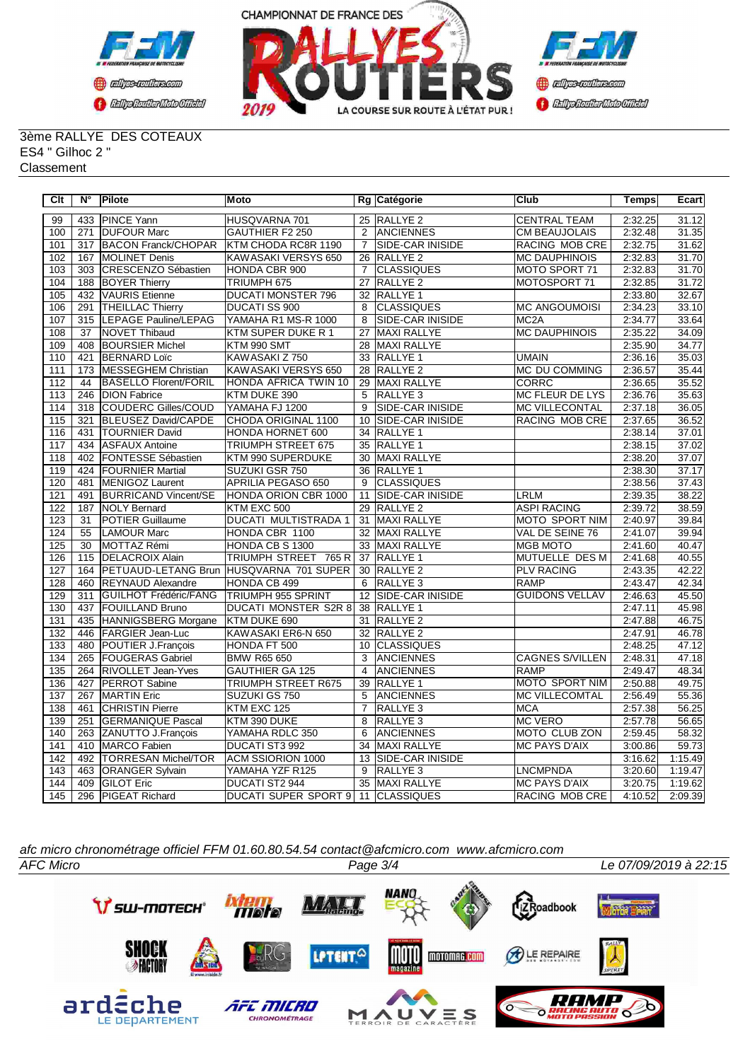3ème RALLYE DES COTEAUX
ES4 " Gilhoc 2 "
Classement

| Clt | N° | Pilote | Moto | Rg | Catégorie | Club | Temps | Ecart |
|---|---|---|---|---|---|---|---|---|
| 99 | 433 | PINCE Yann | HUSQVARNA 701 | 25 | RALLYE 2 | CENTRAL TEAM | 2:32.25 | 31.12 |
| 100 | 271 | DUFOUR Marc | GAUTHIER F2 250 | 2 | ANCIENNES | CM BEAUJOLAIS | 2:32.48 | 31.35 |
| 101 | 317 | BACON Franck/CHOPAR | KTM CHODA RC8R 1190 | 7 | SIDE-CAR INISIDE | RACING MOB CRE | 2:32.75 | 31.62 |
| 102 | 167 | MOLINET Denis | KAWASAKI VERSYS 650 | 26 | RALLYE 2 | MC DAUPHINOIS | 2:32.83 | 31.70 |
| 103 | 303 | CRESCENZO Sébastien | HONDA CBR 900 | 7 | CLASSIQUES | MOTO SPORT 71 | 2:32.83 | 31.70 |
| 104 | 188 | BOYER Thierry | TRIUMPH 675 | 27 | RALLYE 2 | MOTOSPORT 71 | 2:32.85 | 31.72 |
| 105 | 432 | VAURIS Etienne | DUCATI MONSTER 796 | 32 | RALLYE 1 | | 2:33.80 | 32.67 |
| 106 | 291 | THEILLAC Thierry | DUCATI SS 900 | 8 | CLASSIQUES | MC ANGOUMOISI | 2:34.23 | 33.10 |
| 107 | 315 | LEPAGE Pauline/LEPAG | YAMAHA R1 MS-R 1000 | 8 | SIDE-CAR INISIDE | MC2A | 2:34.77 | 33.64 |
| 108 | 37 | NOVET Thibaud | KTM SUPER DUKE R 1 | 27 | MAXI RALLYE | MC DAUPHINOIS | 2:35.22 | 34.09 |
| 109 | 408 | BOURSIER Michel | KTM 990 SMT | 28 | MAXI RALLYE | | 2:35.90 | 34.77 |
| 110 | 421 | BERNARD Loïc | KAWASAKI Z 750 | 33 | RALLYE 1 | UMAIN | 2:36.16 | 35.03 |
| 111 | 173 | MESSEGHEM Christian | KAWASAKI VERSYS 650 | 28 | RALLYE 2 | MC DU COMMING | 2:36.57 | 35.44 |
| 112 | 44 | BASELLO Florent/FORIL | HONDA AFRICA TWIN 10 | 29 | MAXI RALLYE | CORRC | 2:36.65 | 35.52 |
| 113 | 246 | DION Fabrice | KTM DUKE 390 | 5 | RALLYE 3 | MC FLEUR DE LYS | 2:36.76 | 35.63 |
| 114 | 318 | COUDERC Gilles/COUD | YAMAHA FJ 1200 | 9 | SIDE-CAR INISIDE | MC VILLECONTAL | 2:37.18 | 36.05 |
| 115 | 321 | BLEUSEZ David/CAPDE | CHODA ORIGINAL 1100 | 10 | SIDE-CAR INISIDE | RACING MOB CRE | 2:37.65 | 36.52 |
| 116 | 431 | TOURNIER David | HONDA HORNET 600 | 34 | RALLYE 1 | | 2:38.14 | 37.01 |
| 117 | 434 | ASFAUX Antoine | TRIUMPH STREET 675 | 35 | RALLYE 1 | | 2:38.15 | 37.02 |
| 118 | 402 | FONTESSE Sébastien | KTM 990 SUPERDUKE | 30 | MAXI RALLYE | | 2:38.20 | 37.07 |
| 119 | 424 | FOURNIER Martial | SUZUKI GSR 750 | 36 | RALLYE 1 | | 2:38.30 | 37.17 |
| 120 | 481 | MENIGOZ Laurent | APRILIA PEGASO 650 | 9 | CLASSIQUES | | 2:38.56 | 37.43 |
| 121 | 491 | BURRICAND Vincent/SE | HONDA ORION CBR 1000 | 11 | SIDE-CAR INISIDE | LRLM | 2:39.35 | 38.22 |
| 122 | 187 | NOLY Bernard | KTM EXC 500 | 29 | RALLYE 2 | ASPI RACING | 2:39.72 | 38.59 |
| 123 | 31 | POTIER Guillaume | DUCATI MULTISTRADA 1 | 31 | MAXI RALLYE | MOTO SPORT NIM | 2:40.97 | 39.84 |
| 124 | 55 | LAMOUR Marc | HONDA CBR 1100 | 32 | MAXI RALLYE | VAL DE SEINE 76 | 2:41.07 | 39.94 |
| 125 | 30 | MOTTAZ Rémi | HONDA CB S 1300 | 33 | MAXI RALLYE | MGB MOTO | 2:41.60 | 40.47 |
| 126 | 115 | DELACROIX Alain | TRIUMPH STREET 765 R | 37 | RALLYE 1 | MUTUELLE DES M | 2:41.68 | 40.55 |
| 127 | 164 | PETUAUD-LETANG Brun | HUSQVARNA 701 SUPER | 30 | RALLYE 2 | PLV RACING | 2:43.35 | 42.22 |
| 128 | 460 | REYNAUD Alexandre | HONDA CB 499 | 6 | RALLYE 3 | RAMP | 2:43.47 | 42.34 |
| 129 | 311 | GUILHOT Frédéric/FANG | TRIUMPH 955 SPRINT | 12 | SIDE-CAR INISIDE | GUIDONS VELLAV | 2:46.63 | 45.50 |
| 130 | 437 | FOUILLAND Bruno | DUCATI MONSTER S2R 8 | 38 | RALLYE 1 | | 2:47.11 | 45.98 |
| 131 | 435 | HANNIGSBERG Morgane | KTM DUKE 690 | 31 | RALLYE 2 | | 2:47.88 | 46.75 |
| 132 | 446 | FARGIER Jean-Luc | KAWASAKI ER6-N 650 | 32 | RALLYE 2 | | 2:47.91 | 46.78 |
| 133 | 480 | POUTIER J.François | HONDA FT 500 | 10 | CLASSIQUES | | 2:48.25 | 47.12 |
| 134 | 265 | FOUGERAS Gabriel | BMW R65 650 | 3 | ANCIENNES | CAGNES S/VILLEN | 2:48.31 | 47.18 |
| 135 | 264 | RIVOLLET Jean-Yves | GAUTHIER GA 125 | 4 | ANCIENNES | RAMP | 2:49.47 | 48.34 |
| 136 | 427 | PERROT Sabine | TRIUMPH STREET R675 | 39 | RALLYE 1 | MOTO SPORT NIM | 2:50.88 | 49.75 |
| 137 | 267 | MARTIN Eric | SUZUKI GS 750 | 5 | ANCIENNES | MC VILLECOMTAL | 2:56.49 | 55.36 |
| 138 | 461 | CHRISTIN Pierre | KTM EXC 125 | 7 | RALLYE 3 | MCA | 2:57.38 | 56.25 |
| 139 | 251 | GERMANIQUE Pascal | KTM 390 DUKE | 8 | RALLYE 3 | MC VERO | 2:57.78 | 56.65 |
| 140 | 263 | ZANUTTO J.François | YAMAHA RDLC 350 | 6 | ANCIENNES | MOTO CLUB ZON | 2:59.45 | 58.32 |
| 141 | 410 | MARCO Fabien | DUCATI ST3 992 | 34 | MAXI RALLYE | MC PAYS D'AIX | 3:00.86 | 59.73 |
| 142 | 492 | TORRESAN Michel/TOR | ACM SSIORION 1000 | 13 | SIDE-CAR INISIDE | | 3:16.62 | 1:15.49 |
| 143 | 463 | ORANGER Sylvain | YAMAHA YZF R125 | 9 | RALLYE 3 | LNCMPNDA | 3:20.60 | 1:19.47 |
| 144 | 409 | GILOT Eric | DUCATI ST2 944 | 35 | MAXI RALLYE | MC PAYS D'AIX | 3:20.75 | 1:19.62 |
| 145 | 296 | PIGEAT Richard | DUCATI SUPER SPORT 9 | 11 | CLASSIQUES | RACING MOB CRE | 4:10.52 | 2:09.39 |

*afc micro chronométrage officiel FFM 01.60.80.54.54 contact@afcmicro.com www.afcmicro.com*

*AFC Micro* — *Le 07/09/2019 à 22:15*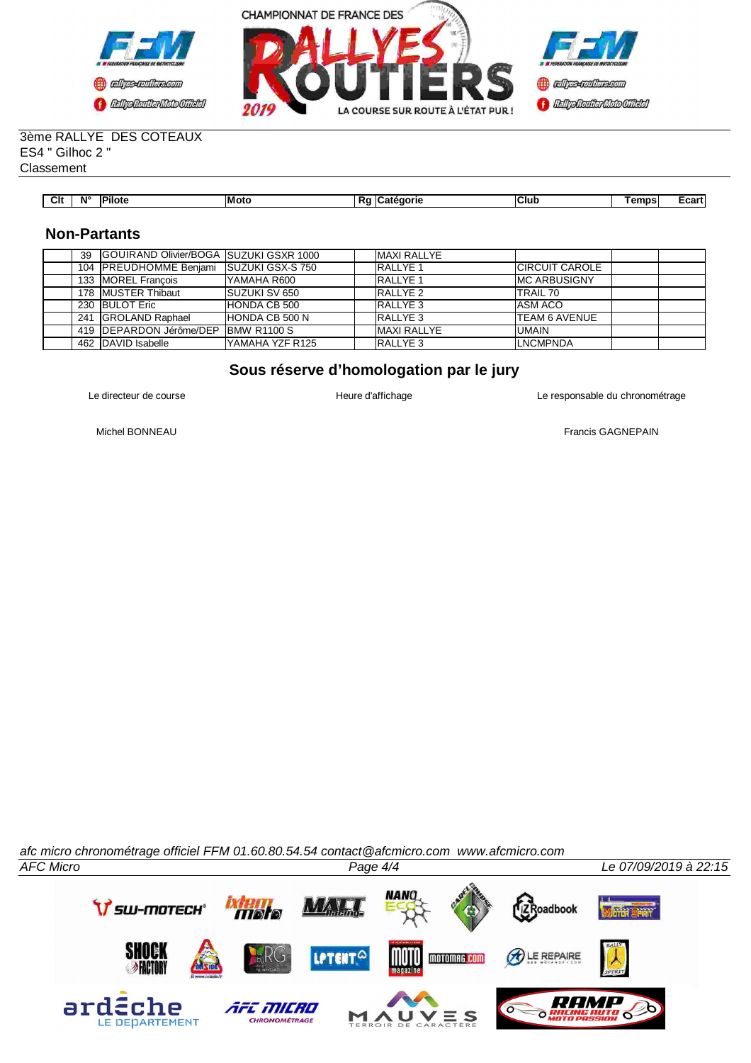3ème RALLYE DES COTEAUX
ES4 " Gilhoc 2 "
Classement

| Clt | N° | Pilote | Moto | Rg | Catégorie | Club | Temps | Ecart |
|---|---|---|---|---|---|---|---|---|

## Non-Partants

| Clt | N° | Pilote | Moto | Rg | Catégorie | Club | Temps | Ecart |
|---|---|---|---|---|---|---|---|---|
| | 39 | GOUIRAND Olivier/BOGA | SUZUKI GSXR 1000 | | MAXI RALLYE | | | |
| | 104 | PREUDHOMME Benjami | SUZUKI GSX-S 750 | | RALLYE 1 | CIRCUIT CAROLE | | |
| | 133 | MOREL François | YAMAHA R600 | | RALLYE 1 | MC ARBUSIGNY | | |
| | 178 | MUSTER Thibaut | SUZUKI SV 650 | | RALLYE 2 | TRAIL 70 | | |
| | 230 | BULOT Eric | HONDA CB 500 | | RALLYE 3 | ASM ACO | | |
| | 241 | GROLAND Raphael | HONDA CB 500 N | | RALLYE 3 | TEAM 6 AVENUE | | |
| | 419 | DEPARDON Jérôme/DEP | BMW R1100 S | | MAXI RALLYE | UMAIN | | |
| | 462 | DAVID Isabelle | YAMAHA YZF R125 | | RALLYE 3 | LNCMPNDA | | |

## Sous réserve d'homologation par le jury

Le directeur de course — Heure d'affichage — Le responsable du chronométrage

Michel BONNEAU — Francis GAGNEPAIN

*afc micro chronométrage officiel FFM 01.60.80.54.54 contact@afcmicro.com www.afcmicro.com*

*AFC Micro — Le 07/09/2019 à 22:15*